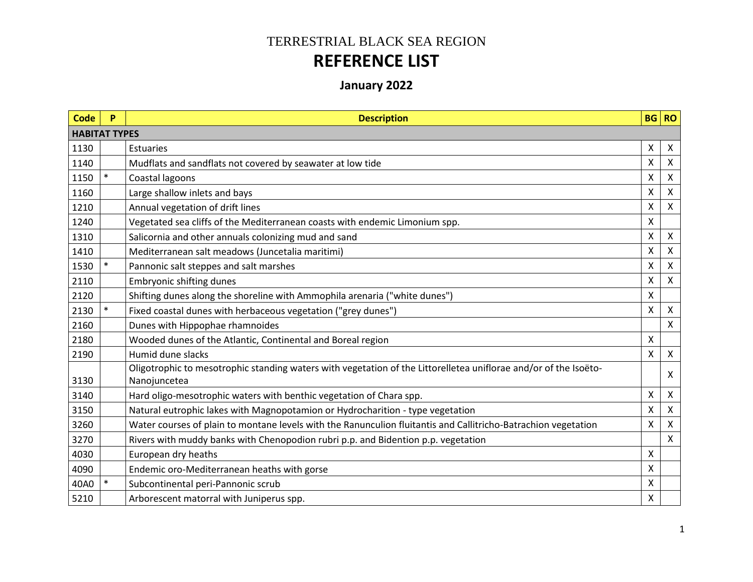TERRESTRIAL BLACK SEA REGION

# REFERENCE LIST

## January 2022

| Code | P | Description | BG | RO |
|---|---|---|---|---|
| **HABITAT TYPES** | | | | |
| 1130 | | Estuaries | X | X |
| 1140 | | Mudflats and sandflats not covered by seawater at low tide | X | X |
| 1150 | * | Coastal lagoons | X | X |
| 1160 | | Large shallow inlets and bays | X | X |
| 1210 | | Annual vegetation of drift lines | X | X |
| 1240 | | Vegetated sea cliffs of the Mediterranean coasts with endemic Limonium spp. | X | |
| 1310 | | Salicornia and other annuals colonizing mud and sand | X | X |
| 1410 | | Mediterranean salt meadows (Juncetalia maritimi) | X | X |
| 1530 | * | Pannonic salt steppes and salt marshes | X | X |
| 2110 | | Embryonic shifting dunes | X | X |
| 2120 | | Shifting dunes along the shoreline with Ammophila arenaria ("white dunes") | X | |
| 2130 | * | Fixed coastal dunes with herbaceous vegetation ("grey dunes") | X | X |
| 2160 | | Dunes with Hippophae rhamnoides | | X |
| 2180 | | Wooded dunes of the Atlantic, Continental and Boreal region | X | |
| 2190 | | Humid dune slacks | X | X |
| 3130 | | Oligotrophic to mesotrophic standing waters with vegetation of the Littorelletea uniflorae and/or of the Isoëto-Nanojuncetea | | X |
| 3140 | | Hard oligo-mesotrophic waters with benthic vegetation of Chara spp. | X | X |
| 3150 | | Natural eutrophic lakes with Magnopotamion or Hydrocharition - type vegetation | X | X |
| 3260 | | Water courses of plain to montane levels with the Ranunculion fluitantis and Callitricho-Batrachion vegetation | X | X |
| 3270 | | Rivers with muddy banks with Chenopodion rubri p.p. and Bidention p.p. vegetation | | X |
| 4030 | | European dry heaths | X | |
| 4090 | | Endemic oro-Mediterranean heaths with gorse | X | |
| 40A0 | * | Subcontinental peri-Pannonic scrub | X | |
| 5210 | | Arborescent matorral with Juniperus spp. | X | |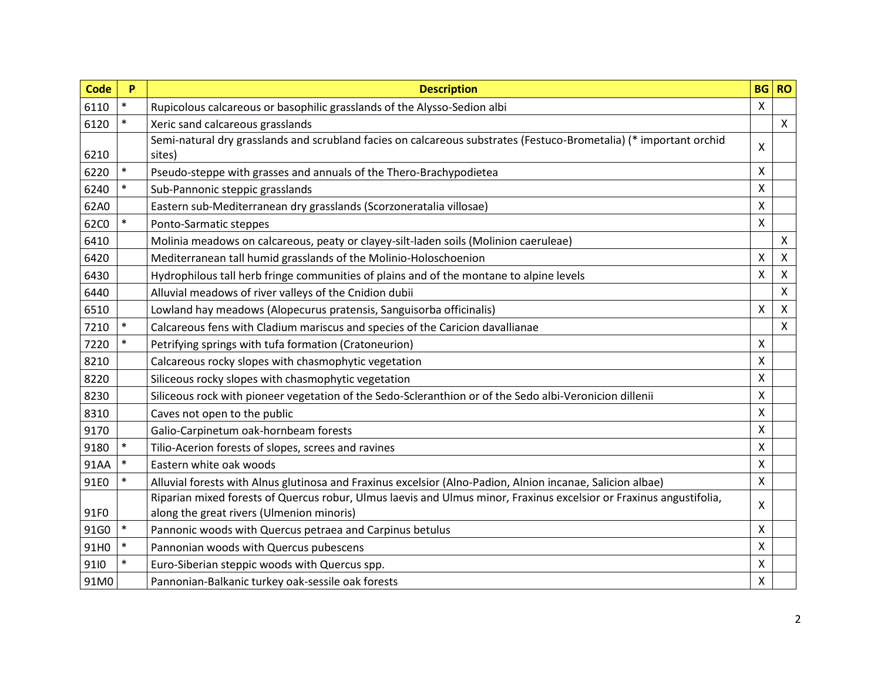| Code | P | Description | BG | RO |
|---|---|---|---|---|
| 6110 | * | Rupicolous calcareous or basophilic grasslands of the Alysso-Sedion albi | X | |
| 6120 | * | Xeric sand calcareous grasslands | | X |
| 6210 | | Semi-natural dry grasslands and scrubland facies on calcareous substrates (Festuco-Brometalia) (* important orchid sites) | X | |
| 6220 | * | Pseudo-steppe with grasses and annuals of the Thero-Brachypodietea | X | |
| 6240 | * | Sub-Pannonic steppic grasslands | X | |
| 62A0 | | Eastern sub-Mediterranean dry grasslands (Scorzoneratalia villosae) | X | |
| 62C0 | * | Ponto-Sarmatic steppes | X | |
| 6410 | | Molinia meadows on calcareous, peaty or clayey-silt-laden soils (Molinion caeruleae) | | X |
| 6420 | | Mediterranean tall humid grasslands of the Molinio-Holoschoenion | X | X |
| 6430 | | Hydrophilous tall herb fringe communities of plains and of the montane to alpine levels | X | X |
| 6440 | | Alluvial meadows of river valleys of the Cnidion dubii | | X |
| 6510 | | Lowland hay meadows (Alopecurus pratensis, Sanguisorba officinalis) | X | X |
| 7210 | * | Calcareous fens with Cladium mariscus and species of the Caricion davallianae | | X |
| 7220 | * | Petrifying springs with tufa formation (Cratoneurion) | X | |
| 8210 | | Calcareous rocky slopes with chasmophytic vegetation | X | |
| 8220 | | Siliceous rocky slopes with chasmophytic vegetation | X | |
| 8230 | | Siliceous rock with pioneer vegetation of the Sedo-Scleranthion or of the Sedo albi-Veronicion dillenii | X | |
| 8310 | | Caves not open to the public | X | |
| 9170 | | Galio-Carpinetum oak-hornbeam forests | X | |
| 9180 | * | Tilio-Acerion forests of slopes, screes and ravines | X | |
| 91AA | * | Eastern white oak woods | X | |
| 91E0 | * | Alluvial forests with Alnus glutinosa and Fraxinus excelsior (Alno-Padion, Alnion incanae, Salicion albae) | X | |
| 91F0 | | Riparian mixed forests of Quercus robur, Ulmus laevis and Ulmus minor, Fraxinus excelsior or Fraxinus angustifolia, along the great rivers (Ulmenion minoris) | X | |
| 91G0 | * | Pannonic woods with Quercus petraea and Carpinus betulus | X | |
| 91H0 | * | Pannonian woods with Quercus pubescens | X | |
| 91I0 | * | Euro-Siberian steppic woods with Quercus spp. | X | |
| 91M0 | | Pannonian-Balkanic turkey oak-sessile oak forests | X | |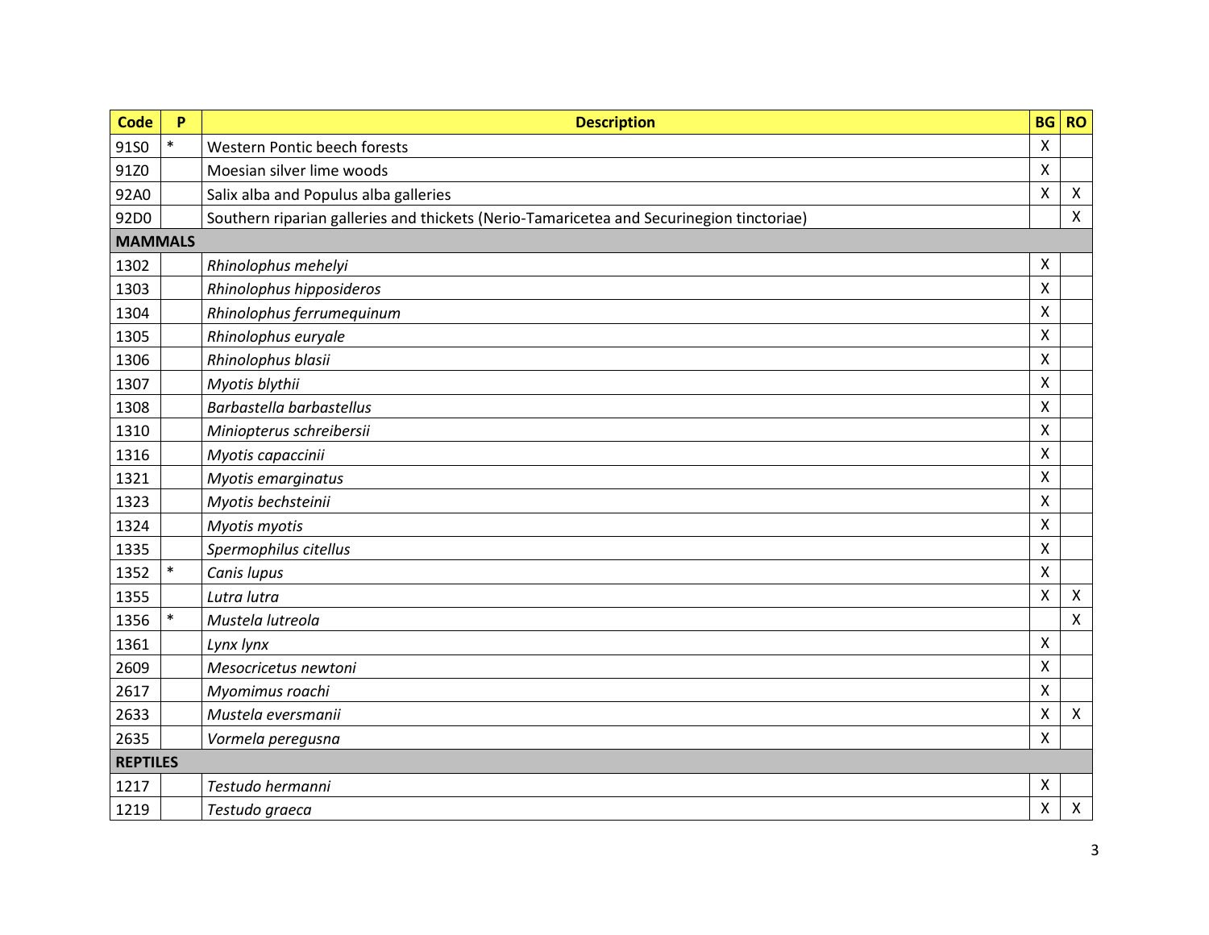| Code | P | Description | BG | RO |
|---|---|---|---|---|
| 91S0 | * | Western Pontic beech forests | X | |
| 91Z0 | | Moesian silver lime woods | X | |
| 92A0 | | Salix alba and Populus alba galleries | X | X |
| 92D0 | | Southern riparian galleries and thickets (Nerio-Tamaricetea and Securinegion tinctoriae) | | X |
| **MAMMALS** | | | | |
| 1302 | | *Rhinolophus mehelyi* | X | |
| 1303 | | *Rhinolophus hipposideros* | X | |
| 1304 | | *Rhinolophus ferrumequinum* | X | |
| 1305 | | *Rhinolophus euryale* | X | |
| 1306 | | *Rhinolophus blasii* | X | |
| 1307 | | *Myotis blythii* | X | |
| 1308 | | *Barbastella barbastellus* | X | |
| 1310 | | *Miniopterus schreibersii* | X | |
| 1316 | | *Myotis capaccinii* | X | |
| 1321 | | *Myotis emarginatus* | X | |
| 1323 | | *Myotis bechsteinii* | X | |
| 1324 | | *Myotis myotis* | X | |
| 1335 | | *Spermophilus citellus* | X | |
| 1352 | * | *Canis lupus* | X | |
| 1355 | | *Lutra lutra* | X | X |
| 1356 | * | *Mustela lutreola* | | X |
| 1361 | | *Lynx lynx* | X | |
| 2609 | | *Mesocricetus newtoni* | X | |
| 2617 | | *Myomimus roachi* | X | |
| 2633 | | *Mustela eversmanii* | X | X |
| 2635 | | *Vormela peregusna* | X | |
| **REPTILES** | | | | |
| 1217 | | *Testudo hermanni* | X | |
| 1219 | | *Testudo graeca* | X | X |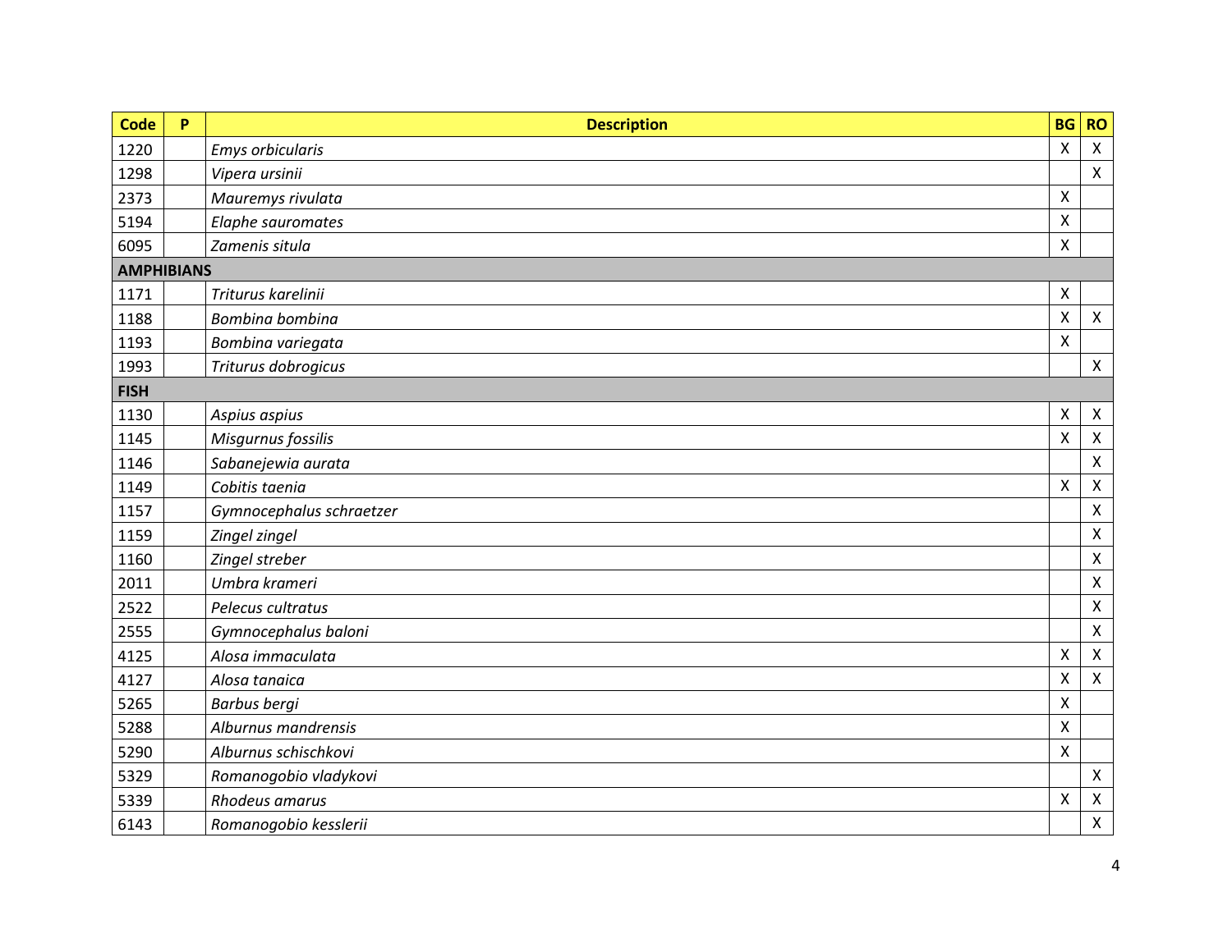| Code | P | Description | BG | RO |
|---|---|---|---|---|
| 1220 | | *Emys orbicularis* | X | X |
| 1298 | | *Vipera ursinii* | | X |
| 2373 | | *Mauremys rivulata* | X | |
| 5194 | | *Elaphe sauromates* | X | |
| 6095 | | *Zamenis situla* | X | |
| **AMPHIBIANS** | | | | |
| 1171 | | *Triturus karelinii* | X | |
| 1188 | | *Bombina bombina* | X | X |
| 1193 | | *Bombina variegata* | X | |
| 1993 | | *Triturus dobrogicus* | | X |
| **FISH** | | | | |
| 1130 | | *Aspius aspius* | X | X |
| 1145 | | *Misgurnus fossilis* | X | X |
| 1146 | | *Sabanejewia aurata* | | X |
| 1149 | | *Cobitis taenia* | X | X |
| 1157 | | *Gymnocephalus schraetzer* | | X |
| 1159 | | *Zingel zingel* | | X |
| 1160 | | *Zingel streber* | | X |
| 2011 | | *Umbra krameri* | | X |
| 2522 | | *Pelecus cultratus* | | X |
| 2555 | | *Gymnocephalus baloni* | | X |
| 4125 | | *Alosa immaculata* | X | X |
| 4127 | | *Alosa tanaica* | X | X |
| 5265 | | *Barbus bergi* | X | |
| 5288 | | *Alburnus mandrensis* | X | |
| 5290 | | *Alburnus schischkovi* | X | |
| 5329 | | *Romanogobio vladykovi* | | X |
| 5339 | | *Rhodeus amarus* | X | X |
| 6143 | | *Romanogobio kesslerii* | | X |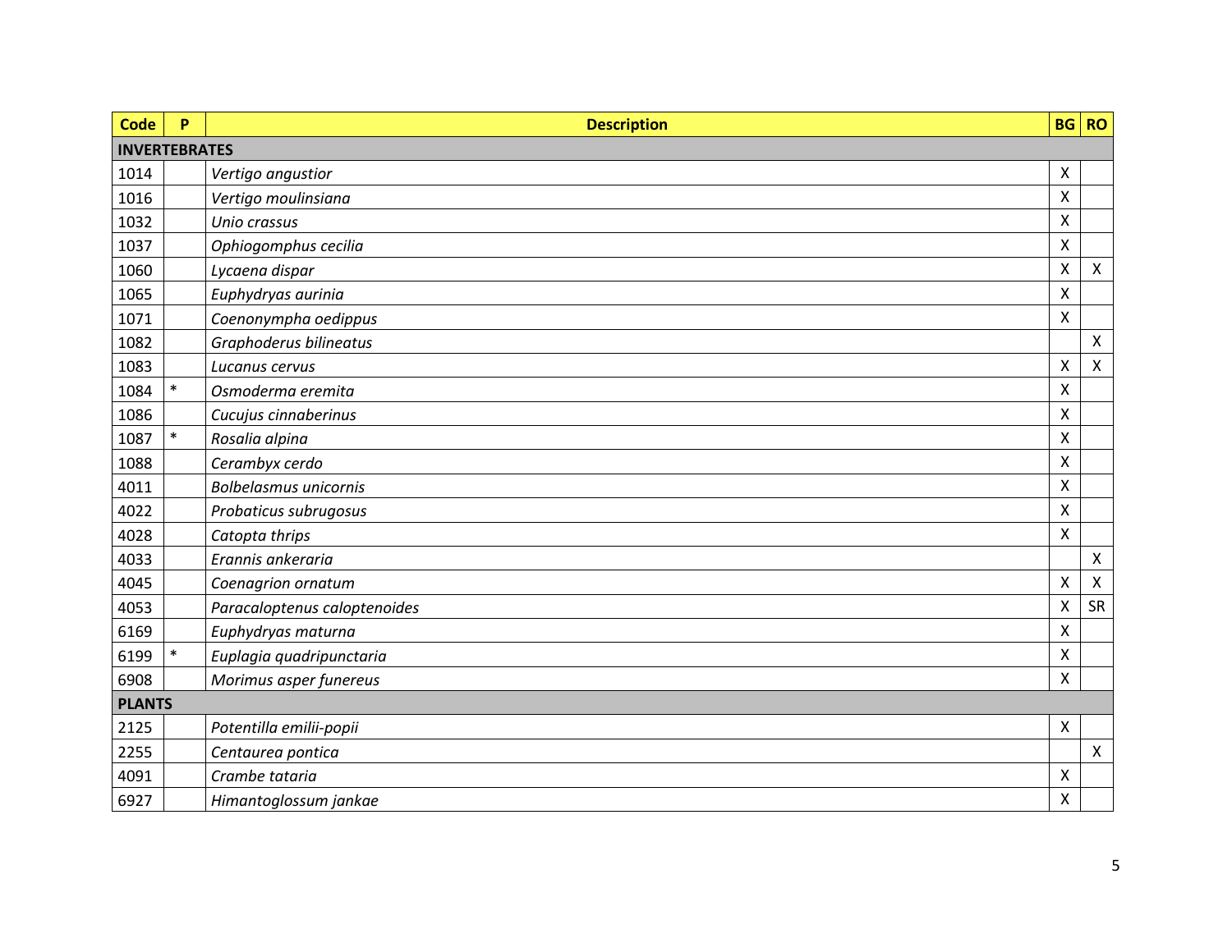| Code | P | Description | BG | RO |
|---|---|---|---|---|
| **INVERTEBRATES** | | | | |
| 1014 | | *Vertigo angustior* | X | |
| 1016 | | *Vertigo moulinsiana* | X | |
| 1032 | | *Unio crassus* | X | |
| 1037 | | *Ophiogomphus cecilia* | X | |
| 1060 | | *Lycaena dispar* | X | X |
| 1065 | | *Euphydryas aurinia* | X | |
| 1071 | | *Coenonympha oedippus* | X | |
| 1082 | | *Graphoderus bilineatus* | | X |
| 1083 | | *Lucanus cervus* | X | X |
| 1084 | * | *Osmoderma eremita* | X | |
| 1086 | | *Cucujus cinnaberinus* | X | |
| 1087 | * | *Rosalia alpina* | X | |
| 1088 | | *Cerambyx cerdo* | X | |
| 4011 | | *Bolbelasmus unicornis* | X | |
| 4022 | | *Probaticus subrugosus* | X | |
| 4028 | | *Catopta thrips* | X | |
| 4033 | | *Erannis ankeraria* | | X |
| 4045 | | *Coenagrion ornatum* | X | X |
| 4053 | | *Paracaloptenus caloptenoides* | X | SR |
| 6169 | | *Euphydryas maturna* | X | |
| 6199 | * | *Euplagia quadripunctaria* | X | |
| 6908 | | *Morimus asper funereus* | X | |
| **PLANTS** | | | | |
| 2125 | | *Potentilla emilii-popii* | X | |
| 2255 | | *Centaurea pontica* | | X |
| 4091 | | *Crambe tataria* | X | |
| 6927 | | *Himantoglossum jankae* | X | |